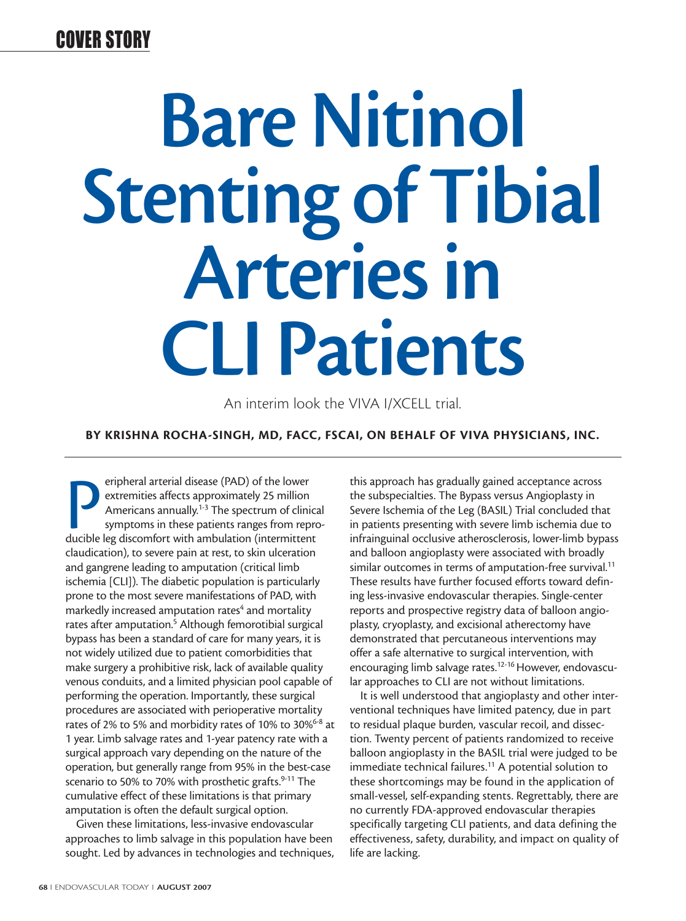COVER STORY

# Bare Nitinol Stenting of Tibial Arteries in CLI Patients

An interim look the VIVA I/XCELL trial.

**BY KRISHNA ROCHA-SINGH, MD, FACC, FSCAI, ON BEHALF OF VIVA PHYSICIANS, INC.**

Peripheral arterial disease (PAD) of the lower extremities affects approximately 25 million Americans annually.[1-3] The spectrum of clinical symptoms in these patients ranges from reproducible leg discomfort with ambulation (intermittent claudication), to severe pain at rest, to skin ulceration and gangrene leading to amputation (critical limb ischemia [CLI]). The diabetic population is particularly prone to the most severe manifestations of PAD, with markedly increased amputation rates[4] and mortality rates after amputation.[5] Although femorotibial surgical bypass has been a standard of care for many years, it is not widely utilized due to patient comorbidities that make surgery a prohibitive risk, lack of available quality venous conduits, and a limited physician pool capable of performing the operation. Importantly, these surgical procedures are associated with perioperative mortality rates of 2% to 5% and morbidity rates of 10% to 30%[6-8] at 1 year. Limb salvage rates and 1-year patency rate with a surgical approach vary depending on the nature of the operation, but generally range from 95% in the best-case scenario to 50% to 70% with prosthetic grafts.[9-11] The cumulative effect of these limitations is that primary amputation is often the default surgical option.

Given these limitations, less-invasive endovascular approaches to limb salvage in this population have been sought. Led by advances in technologies and techniques, this approach has gradually gained acceptance across the subspecialties. The Bypass versus Angioplasty in Severe Ischemia of the Leg (BASIL) Trial concluded that in patients presenting with severe limb ischemia due to infrainguinal occlusive atherosclerosis, lower-limb bypass and balloon angioplasty were associated with broadly similar outcomes in terms of amputation-free survival.[11] These results have further focused efforts toward defining less-invasive endovascular therapies. Single-center reports and prospective registry data of balloon angioplasty, cryoplasty, and excisional atherectomy have demonstrated that percutaneous interventions may offer a safe alternative to surgical intervention, with encouraging limb salvage rates.[12-16] However, endovascular approaches to CLI are not without limitations.

It is well understood that angioplasty and other interventional techniques have limited patency, due in part to residual plaque burden, vascular recoil, and dissection. Twenty percent of patients randomized to receive balloon angioplasty in the BASIL trial were judged to be immediate technical failures.[11] A potential solution to these shortcomings may be found in the application of small-vessel, self-expanding stents. Regrettably, there are no currently FDA-approved endovascular therapies specifically targeting CLI patients, and data defining the effectiveness, safety, durability, and impact on quality of life are lacking.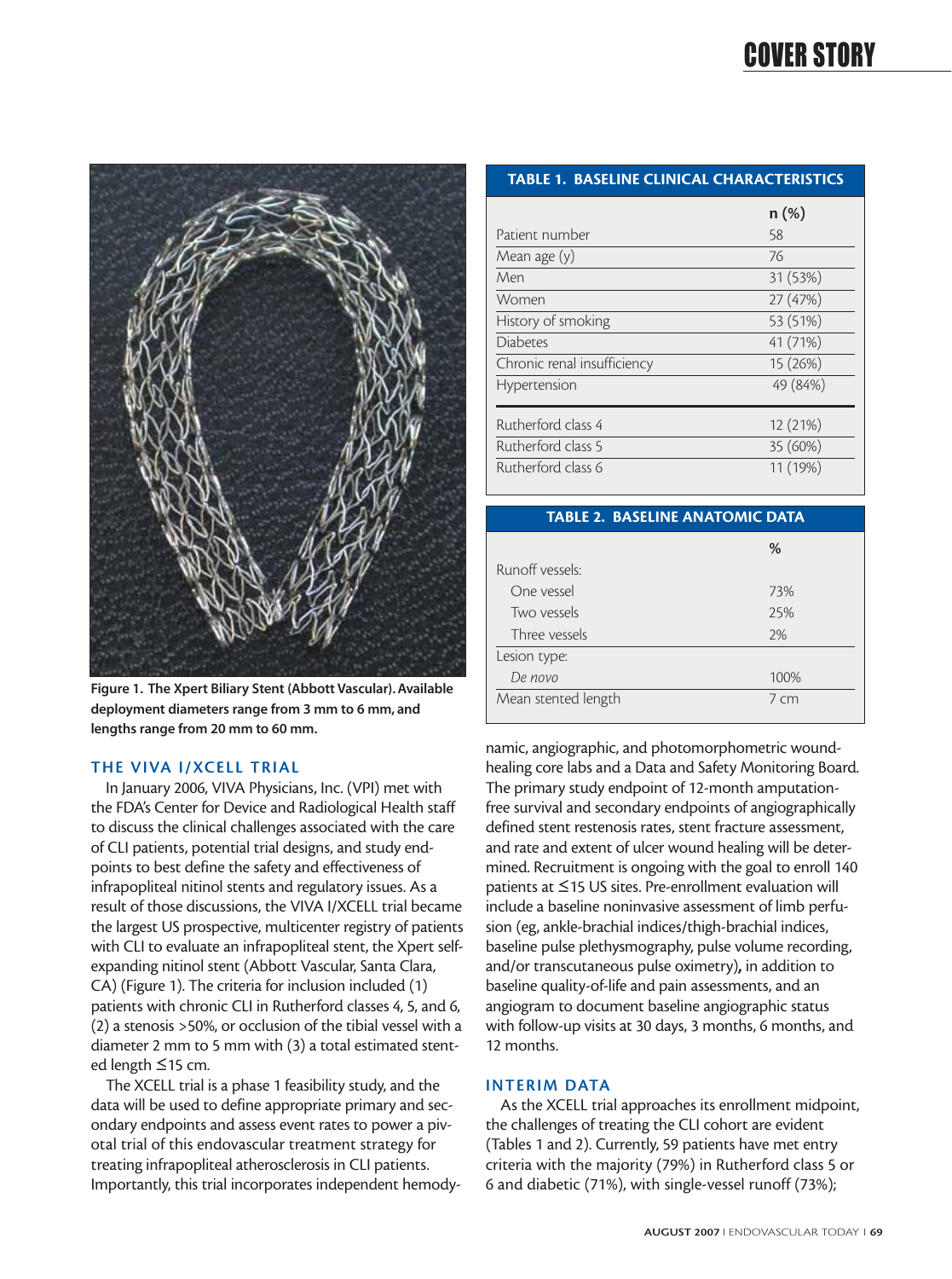Figure 1. The Xpert Biliary Stent (Abbott Vascular). Available deployment diameters range from 3 mm to 6 mm, and lengths range from 20 mm to 60 mm.

## THE VIVA I/XCELL TRIAL

In January 2006, VIVA Physicians, Inc. (VPI) met with the FDA's Center for Device and Radiological Health staff to discuss the clinical challenges associated with the care of CLI patients, potential trial designs, and study endpoints to best define the safety and effectiveness of infrapopliteal nitinol stents and regulatory issues. As a result of those discussions, the VIVA I/XCELL trial became the largest US prospective, multicenter registry of patients with CLI to evaluate an infrapopliteal stent, the Xpert self-expanding nitinol stent (Abbott Vascular, Santa Clara, CA) (Figure 1). The criteria for inclusion included (1) patients with chronic CLI in Rutherford classes 4, 5, and 6, (2) a stenosis >50%, or occlusion of the tibial vessel with a diameter 2 mm to 5 mm with (3) a total estimated stented length ≤15 cm.

The XCELL trial is a phase 1 feasibility study, and the data will be used to define appropriate primary and secondary endpoints and assess event rates to power a pivotal trial of this endovascular treatment strategy for treating infrapopliteal atherosclerosis in CLI patients. Importantly, this trial incorporates independent hemodynamic, angiographic, and photomorphometric wound-healing core labs and a Data and Safety Monitoring Board. The primary study endpoint of 12-month amputation-free survival and secondary endpoints of angiographically defined stent restenosis rates, stent fracture assessment, and rate and extent of ulcer wound healing will be determined. Recruitment is ongoing with the goal to enroll 140 patients at ≤15 US sites. Pre-enrollment evaluation will include a baseline noninvasive assessment of limb perfusion (eg, ankle-brachial indices/thigh-brachial indices, baseline pulse plethysmography, pulse volume recording, and/or transcutaneous pulse oximetry), in addition to baseline quality-of-life and pain assessments, and an angiogram to document baseline angiographic status with follow-up visits at 30 days, 3 months, 6 months, and 12 months.

**TABLE 1. BASELINE CLINICAL CHARACTERISTICS**

| | n (%) |
|---|---|
| Patient number | 58 |
| Mean age (y) | 76 |
| Men | 31 (53%) |
| Women | 27 (47%) |
| History of smoking | 53 (51%) |
| Diabetes | 41 (71%) |
| Chronic renal insufficiency | 15 (26%) |
| Hypertension | 49 (84%) |
| Rutherford class 4 | 12 (21%) |
| Rutherford class 5 | 35 (60%) |
| Rutherford class 6 | 11 (19%) |

**TABLE 2. BASELINE ANATOMIC DATA**

| | % |
|---|---|
| Runoff vessels: | |
| One vessel | 73% |
| Two vessels | 25% |
| Three vessels | 2% |
| Lesion type: | |
| *De novo* | 100% |
| Mean stented length | 7 cm |

## INTERIM DATA

As the XCELL trial approaches its enrollment midpoint, the challenges of treating the CLI cohort are evident (Tables 1 and 2). Currently, 59 patients have met entry criteria with the majority (79%) in Rutherford class 5 or 6 and diabetic (71%), with single-vessel runoff (73%);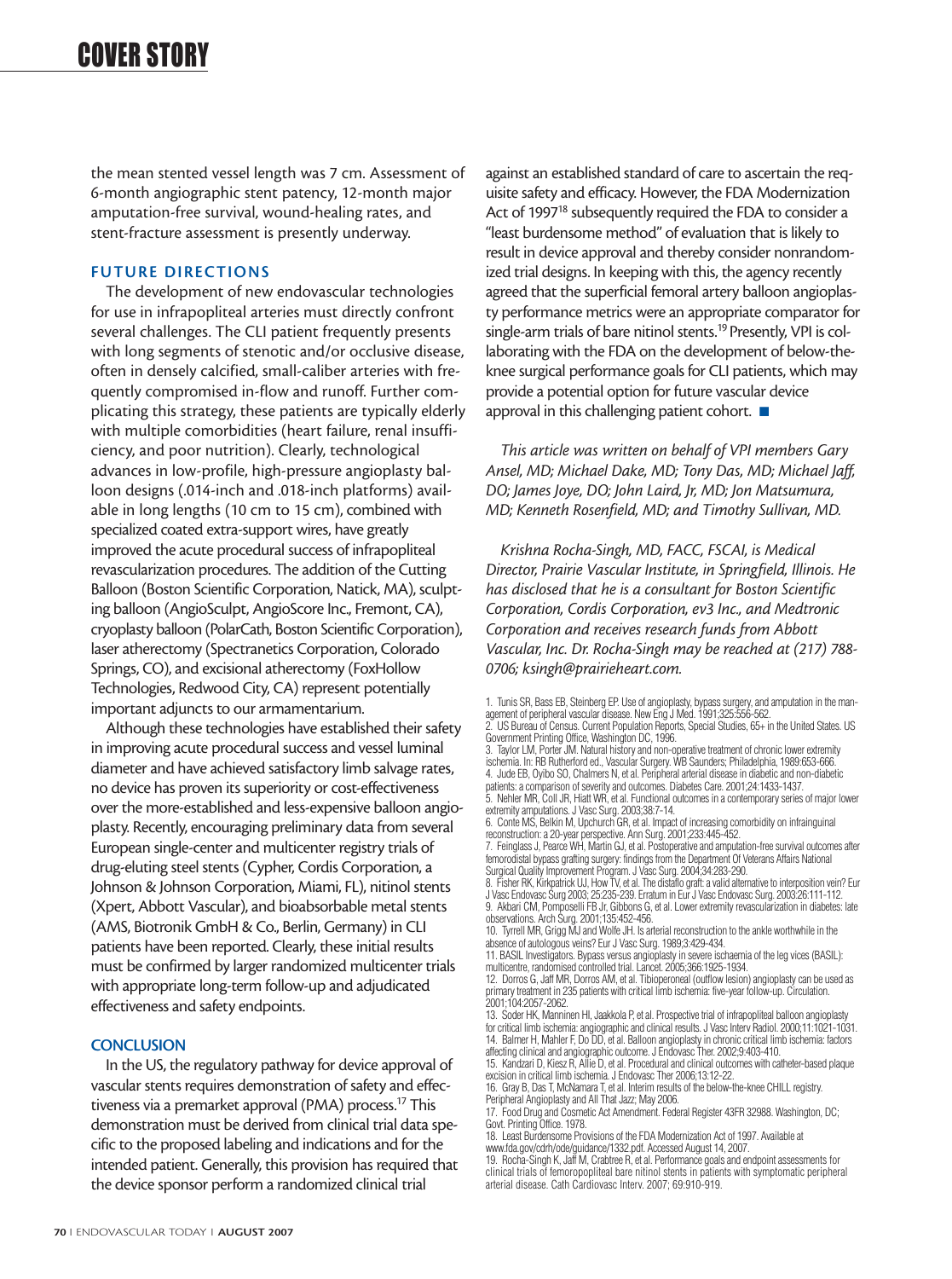the mean stented vessel length was 7 cm. Assessment of 6-month angiographic stent patency, 12-month major amputation-free survival, wound-healing rates, and stent-fracture assessment is presently underway.

## FUTURE DIRECTIONS

The development of new endovascular technologies for use in infrapopliteal arteries must directly confront several challenges. The CLI patient frequently presents with long segments of stenotic and/or occlusive disease, often in densely calcified, small-caliber arteries with frequently compromised in-flow and runoff. Further complicating this strategy, these patients are typically elderly with multiple comorbidities (heart failure, renal insufficiency, and poor nutrition). Clearly, technological advances in low-profile, high-pressure angioplasty balloon designs (.014-inch and .018-inch platforms) available in long lengths (10 cm to 15 cm), combined with specialized coated extra-support wires, have greatly improved the acute procedural success of infrapopliteal revascularization procedures. The addition of the Cutting Balloon (Boston Scientific Corporation, Natick, MA), sculpting balloon (AngioSculpt, AngioScore Inc., Fremont, CA), cryoplasty balloon (PolarCath, Boston Scientific Corporation), laser atherectomy (Spectranetics Corporation, Colorado Springs, CO), and excisional atherectomy (FoxHollow Technologies, Redwood City, CA) represent potentially important adjuncts to our armamentarium.

Although these technologies have established their safety in improving acute procedural success and vessel luminal diameter and have achieved satisfactory limb salvage rates, no device has proven its superiority or cost-effectiveness over the more-established and less-expensive balloon angioplasty. Recently, encouraging preliminary data from several European single-center and multicenter registry trials of drug-eluting steel stents (Cypher, Cordis Corporation, a Johnson & Johnson Corporation, Miami, FL), nitinol stents (Xpert, Abbott Vascular), and bioabsorbable metal stents (AMS, Biotronik GmbH & Co., Berlin, Germany) in CLI patients have been reported. Clearly, these initial results must be confirmed by larger randomized multicenter trials with appropriate long-term follow-up and adjudicated effectiveness and safety endpoints.

## CONCLUSION

In the US, the regulatory pathway for device approval of vascular stents requires demonstration of safety and effectiveness via a premarket approval (PMA) process.[17] This demonstration must be derived from clinical trial data specific to the proposed labeling and indications and for the intended patient. Generally, this provision has required that the device sponsor perform a randomized clinical trial against an established standard of care to ascertain the requisite safety and efficacy. However, the FDA Modernization Act of 1997[18] subsequently required the FDA to consider a "least burdensome method" of evaluation that is likely to result in device approval and thereby consider nonrandomized trial designs. In keeping with this, the agency recently agreed that the superficial femoral artery balloon angioplasty performance metrics were an appropriate comparator for single-arm trials of bare nitinol stents.[19] Presently, VPI is collaborating with the FDA on the development of below-the-knee surgical performance goals for CLI patients, which may provide a potential option for future vascular device approval in this challenging patient cohort. ■

*This article was written on behalf of VPI members Gary Ansel, MD; Michael Dake, MD; Tony Das, MD; Michael Jaff, DO; James Joye, DO; John Laird, Jr, MD; Jon Matsumura, MD; Kenneth Rosenfield, MD; and Timothy Sullivan, MD.*

*Krishna Rocha-Singh, MD, FACC, FSCAI, is Medical Director, Prairie Vascular Institute, in Springfield, Illinois. He has disclosed that he is a consultant for Boston Scientific Corporation, Cordis Corporation, ev3 Inc., and Medtronic Corporation and receives research funds from Abbott Vascular, Inc. Dr. Rocha-Singh may be reached at (217) 788-0706; ksingh@prairieheart.com.*

1. Tunis SR, Bass EB, Steinberg EP. Use of angioplasty, bypass surgery, and amputation in the management of peripheral vascular disease. New Eng J Med. 1991;325:556-562.
2. US Bureau of Census. Current Population Reports, Special Studies, 65+ in the United States. US Government Printing Office, Washington DC, 1996.
3. Taylor LM, Porter JM. Natural history and non-operative treatment of chronic lower extremity ischemia. In: RB Rutherford ed., Vascular Surgery. WB Saunders; Philadelphia, 1989:653-666.
4. Jude EB, Oyibo SO, Chalmers N, et al. Peripheral arterial disease in diabetic and non-diabetic patients: a comparison of severity and outcomes. Diabetes Care. 2001;24:1433-1437.
5. Nehler MR, Coll JR, Hiatt WR, et al. Functional outcomes in a contemporary series of major lower extremity amputations. J Vasc Surg. 2003;38:7-14.
6. Conte MS, Belkin M, Upchurch GR, et al. Impact of increasing comorbidity on infrainguinal reconstruction: a 20-year perspective. Ann Surg. 2001;233:445-452.
7. Feinglass J, Pearce WH, Martin GJ, et al. Postoperative and amputation-free survival outcomes after femorodistal bypass grafting surgery: findings from the Department Of Veterans Affairs National Surgical Quality Improvement Program. J Vasc Surg. 2004;34:283-290.
8. Fisher RK, Kirkpatrick UJ, How TV, et al. The distaflo graft: a valid alternative to interposition vein? Eur J Vasc Endovasc Surg 2003; 25:235-239. Erratum in Eur J Vasc Endovasc Surg. 2003:26:111-112.
9. Akbari CM, Pomposelli FB Jr, Gibbons G, et al. Lower extremity revascularization in diabetes: late observations. Arch Surg. 2001;135:452-456.
10. Tyrrell MR, Grigg MJ and Wolfe JH. Is arterial reconstruction to the ankle worthwhile in the absence of autologous veins? Eur J Vasc Surg. 1989;3:429-434.
11. BASIL Investigators. Bypass versus angioplasty in severe ischaemia of the leg vices (BASIL): multicentre, randomised controlled trial. Lancet. 2005;366:1925-1934.
12. Dorros G, Jaff MR, Dorros AM, et al. Tibioperoneal (outflow lesion) angioplasty can be used as primary treatment in 235 patients with critical limb ischemia: five-year follow-up. Circulation. 2001;104:2057-2062.
13. Soder HK, Manninen HI, Jaakkola P, et al. Prospective trial of infrapopliteal balloon angioplasty for critical limb ischemia: angiographic and clinical results. J Vasc Interv Radiol. 2000;11:1021-1031.
14. Balmer H, Mahler F, Do DD, et al. Balloon angioplasty in chronic critical limb ischemia: factors affecting clinical and angiographic outcome. J Endovasc Ther. 2002;9:403-410.
15. Kandzari D, Kiesz R, Allie D, et al. Procedural and clinical outcomes with catheter-based plaque excision in critical limb ischemia. J Endovasc Ther 2006;13:12-22.
16. Gray B, Das T, McNamara T, et al. Interim results of the below-the-knee CHILL registry. Peripheral Angioplasty and All That Jazz; May 2006.
17. Food Drug and Cosmetic Act Amendment. Federal Register 43FR 32988. Washington, DC; Govt. Printing Office. 1978.
18. Least Burdensome Provisions of the FDA Modernization Act of 1997. Available at www.fda.gov/cdrh/ode/guidance/1332.pdf. Accessed August 14, 2007.
19. Rocha-Singh K, Jaff M, Crabtree R, et al. Performance goals and endpoint assessments for clinical trials of femoropopliteal bare nitinol stents in patients with symptomatic peripheral arterial disease. Cath Cardiovasc Interv. 2007; 69:910-919.